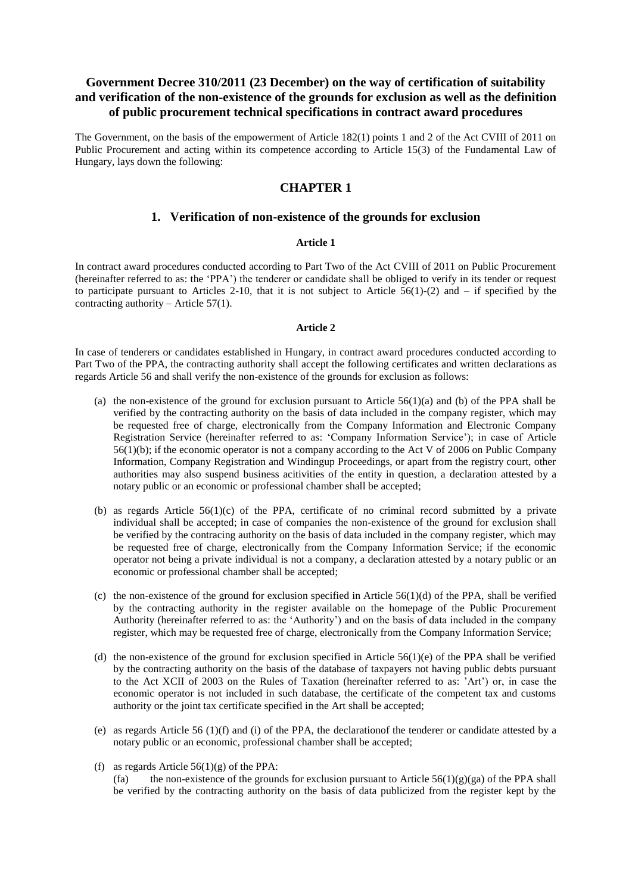# Government Decree 310/2011 (23 December) on the way of certification of suitability and verification of the non-existence of the grounds for exclusion as well as the definition of public procurement technical specifications in contract award procedures

The Government, on the basis of the empowerment of Article 182(1) points 1 and 2 of the Act CVIII of 2011 on Public Procurement and acting within its competence according to Article 15(3) of the Fundamental Law of Hungary, lays down the following:

## CHAPTER 1

### 1. Verification of non-existence of the grounds for exclusion

#### Article 1

In contract award procedures conducted according to Part Two of the Act CVIII of 2011 on Public Procurement (hereinafter referred to as: the 'PPA') the tenderer or candidate shall be obliged to verify in its tender or request to participate pursuant to Articles 2-10, that it is not subject to Article 56(1)-(2) and – if specified by the contracting authority – Article 57(1).

#### Article 2

In case of tenderers or candidates established in Hungary, in contract award procedures conducted according to Part Two of the PPA, the contracting authority shall accept the following certificates and written declarations as regards Article 56 and shall verify the non-existence of the grounds for exclusion as follows:

(a) the non-existence of the ground for exclusion pursuant to Article 56(1)(a) and (b) of the PPA shall be verified by the contracting authority on the basis of data included in the company register, which may be requested free of charge, electronically from the Company Information and Electronic Company Registration Service (hereinafter referred to as: 'Company Information Service'); in case of Article 56(1)(b); if the economic operator is not a company according to the Act V of 2006 on Public Company Information, Company Registration and Windingup Proceedings, or apart from the registry court, other authorities may also suspend business acitivities of the entity in question, a declaration attested by a notary public or an economic or professional chamber shall be accepted;

(b) as regards Article 56(1)(c) of the PPA, certificate of no criminal record submitted by a private individual shall be accepted; in case of companies the non-existence of the ground for exclusion shall be verified by the contracing authority on the basis of data included in the company register, which may be requested free of charge, electronically from the Company Information Service; if the economic operator not being a private individual is not a company, a declaration attested by a notary public or an economic or professional chamber shall be accepted;

(c) the non-existence of the ground for exclusion specified in Article 56(1)(d) of the PPA, shall be verified by the contracting authority in the register available on the homepage of the Public Procurement Authority (hereinafter referred to as: the 'Authority') and on the basis of data included in the company register, which may be requested free of charge, electronically from the Company Information Service;

(d) the non-existence of the ground for exclusion specified in Article 56(1)(e) of the PPA shall be verified by the contracting authority on the basis of the database of taxpayers not having public debts pursuant to the Act XCII of 2003 on the Rules of Taxation (hereinafter referred to as: 'Art') or, in case the economic operator is not included in such database, the certificate of the competent tax and customs authority or the joint tax certificate specified in the Art shall be accepted;

(e) as regards Article 56 (1)(f) and (i) of the PPA, the declarationof the tenderer or candidate attested by a notary public or an economic, professional chamber shall be accepted;

(f) as regards Article 56(1)(g) of the PPA:

(fa) the non-existence of the grounds for exclusion pursuant to Article 56(1)(g)(ga) of the PPA shall be verified by the contracting authority on the basis of data publicized from the register kept by the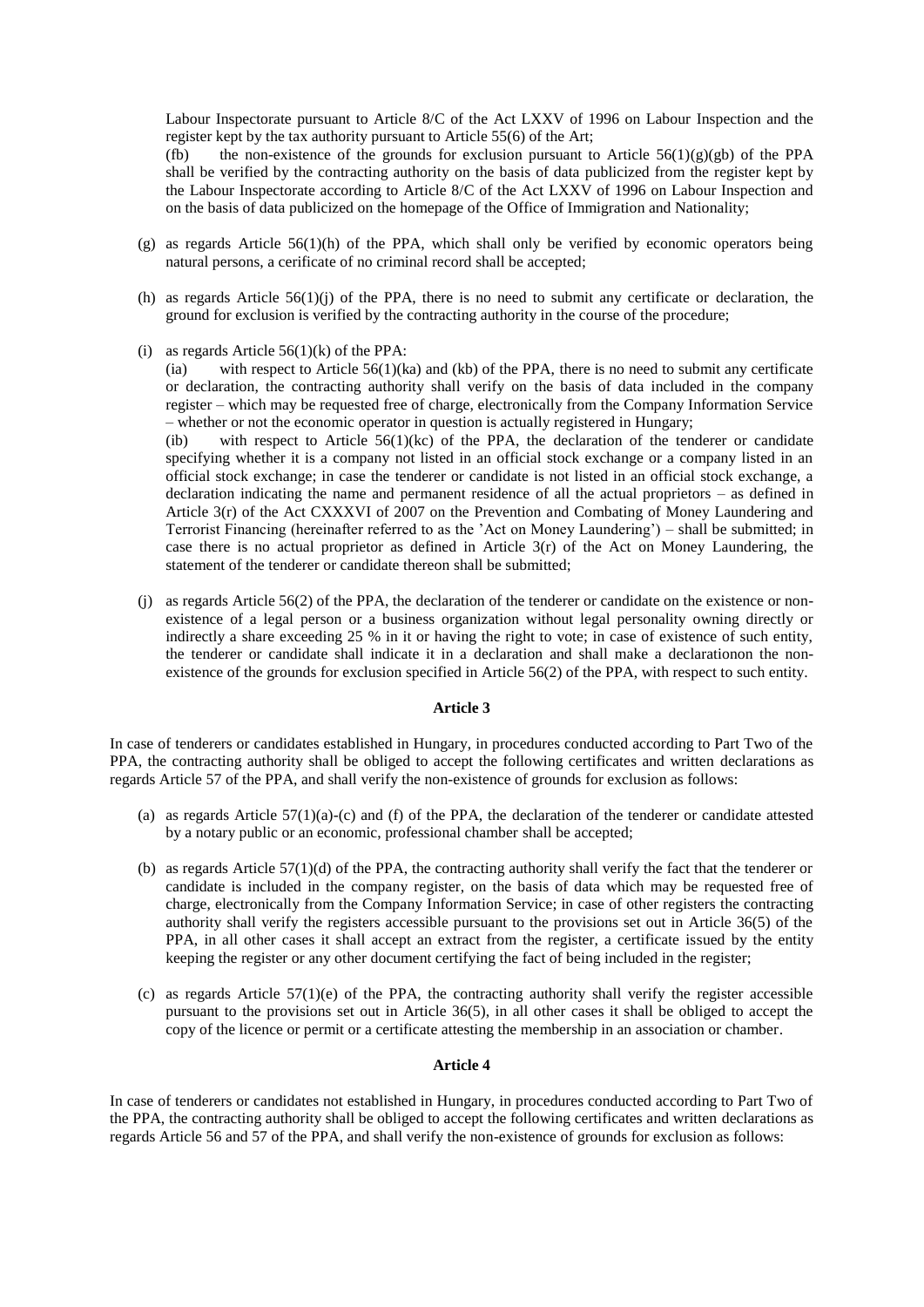Labour Inspectorate pursuant to Article 8/C of the Act LXXV of 1996 on Labour Inspection and the register kept by the tax authority pursuant to Article 55(6) of the Art;

(fb) the non-existence of the grounds for exclusion pursuant to Article 56(1)(g)(gb) of the PPA shall be verified by the contracting authority on the basis of data publicized from the register kept by the Labour Inspectorate according to Article 8/C of the Act LXXV of 1996 on Labour Inspection and on the basis of data publicized on the homepage of the Office of Immigration and Nationality;

(g) as regards Article 56(1)(h) of the PPA, which shall only be verified by economic operators being natural persons, a cerificate of no criminal record shall be accepted;

(h) as regards Article 56(1)(j) of the PPA, there is no need to submit any certificate or declaration, the ground for exclusion is verified by the contracting authority in the course of the procedure;

(i) as regards Article 56(1)(k) of the PPA:

(ia) with respect to Article 56(1)(ka) and (kb) of the PPA, there is no need to submit any certificate or declaration, the contracting authority shall verify on the basis of data included in the company register – which may be requested free of charge, electronically from the Company Information Service – whether or not the economic operator in question is actually registered in Hungary;

(ib) with respect to Article 56(1)(kc) of the PPA, the declaration of the tenderer or candidate specifying whether it is a company not listed in an official stock exchange or a company listed in an official stock exchange; in case the tenderer or candidate is not listed in an official stock exchange, a declaration indicating the name and permanent residence of all the actual proprietors – as defined in Article 3(r) of the Act CXXXVI of 2007 on the Prevention and Combating of Money Laundering and Terrorist Financing (hereinafter referred to as the 'Act on Money Laundering') – shall be submitted; in case there is no actual proprietor as defined in Article 3(r) of the Act on Money Laundering, the statement of the tenderer or candidate thereon shall be submitted;

(j) as regards Article 56(2) of the PPA, the declaration of the tenderer or candidate on the existence or non-existence of a legal person or a business organization without legal personality owning directly or indirectly a share exceeding 25 % in it or having the right to vote; in case of existence of such entity, the tenderer or candidate shall indicate it in a declaration and shall make a declarationon the non-existence of the grounds for exclusion specified in Article 56(2) of the PPA, with respect to such entity.

**Article 3**

In case of tenderers or candidates established in Hungary, in procedures conducted according to Part Two of the PPA, the contracting authority shall be obliged to accept the following certificates and written declarations as regards Article 57 of the PPA, and shall verify the non-existence of grounds for exclusion as follows:

(a) as regards Article 57(1)(a)-(c) and (f) of the PPA, the declaration of the tenderer or candidate attested by a notary public or an economic, professional chamber shall be accepted;

(b) as regards Article 57(1)(d) of the PPA, the contracting authority shall verify the fact that the tenderer or candidate is included in the company register, on the basis of data which may be requested free of charge, electronically from the Company Information Service; in case of other registers the contracting authority shall verify the registers accessible pursuant to the provisions set out in Article 36(5) of the PPA, in all other cases it shall accept an extract from the register, a certificate issued by the entity keeping the register or any other document certifying the fact of being included in the register;

(c) as regards Article 57(1)(e) of the PPA, the contracting authority shall verify the register accessible pursuant to the provisions set out in Article 36(5), in all other cases it shall be obliged to accept the copy of the licence or permit or a certificate attesting the membership in an association or chamber.

**Article 4**

In case of tenderers or candidates not established in Hungary, in procedures conducted according to Part Two of the PPA, the contracting authority shall be obliged to accept the following certificates and written declarations as regards Article 56 and 57 of the PPA, and shall verify the non-existence of grounds for exclusion as follows: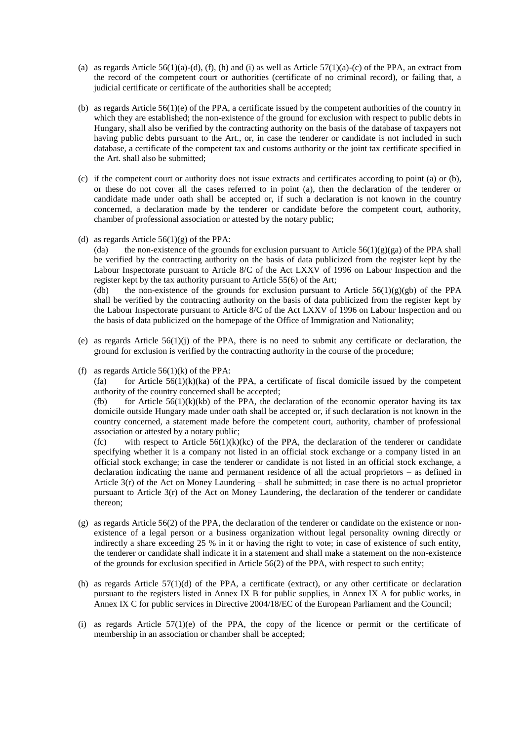(a) as regards Article 56(1)(a)-(d), (f), (h) and (i) as well as Article 57(1)(a)-(c) of the PPA, an extract from the record of the competent court or authorities (certificate of no criminal record), or failing that, a judicial certificate or certificate of the authorities shall be accepted;

(b) as regards Article 56(1)(e) of the PPA, a certificate issued by the competent authorities of the country in which they are established; the non-existence of the ground for exclusion with respect to public debts in Hungary, shall also be verified by the contracting authority on the basis of the database of taxpayers not having public debts pursuant to the Art., or, in case the tenderer or candidate is not included in such database, a certificate of the competent tax and customs authority or the joint tax certificate specified in the Art. shall also be submitted;

(c) if the competent court or authority does not issue extracts and certificates according to point (a) or (b), or these do not cover all the cases referred to in point (a), then the declaration of the tenderer or candidate made under oath shall be accepted or, if such a declaration is not known in the country concerned, a declaration made by the tenderer or candidate before the competent court, authority, chamber of professional association or attested by the notary public;

(d) as regards Article 56(1)(g) of the PPA:

(da) the non-existence of the grounds for exclusion pursuant to Article 56(1)(g)(ga) of the PPA shall be verified by the contracting authority on the basis of data publicized from the register kept by the Labour Inspectorate pursuant to Article 8/C of the Act LXXV of 1996 on Labour Inspection and the register kept by the tax authority pursuant to Article 55(6) of the Art;

(db) the non-existence of the grounds for exclusion pursuant to Article 56(1)(g)(gb) of the PPA shall be verified by the contracting authority on the basis of data publicized from the register kept by the Labour Inspectorate pursuant to Article 8/C of the Act LXXV of 1996 on Labour Inspection and on the basis of data publicized on the homepage of the Office of Immigration and Nationality;

(e) as regards Article 56(1)(j) of the PPA, there is no need to submit any certificate or declaration, the ground for exclusion is verified by the contracting authority in the course of the procedure;

(f) as regards Article 56(1)(k) of the PPA:

(fa) for Article 56(1)(k)(ka) of the PPA, a certificate of fiscal domicile issued by the competent authority of the country concerned shall be accepted;

(fb) for Article 56(1)(k)(kb) of the PPA, the declaration of the economic operator having its tax domicile outside Hungary made under oath shall be accepted or, if such declaration is not known in the country concerned, a statement made before the competent court, authority, chamber of professional association or attested by a notary public;

(fc) with respect to Article 56(1)(k)(kc) of the PPA, the declaration of the tenderer or candidate specifying whether it is a company not listed in an official stock exchange or a company listed in an official stock exchange; in case the tenderer or candidate is not listed in an official stock exchange, a declaration indicating the name and permanent residence of all the actual proprietors – as defined in Article 3(r) of the Act on Money Laundering – shall be submitted; in case there is no actual proprietor pursuant to Article 3(r) of the Act on Money Laundering, the declaration of the tenderer or candidate thereon;

(g) as regards Article 56(2) of the PPA, the declaration of the tenderer or candidate on the existence or non-existence of a legal person or a business organization without legal personality owning directly or indirectly a share exceeding 25 % in it or having the right to vote; in case of existence of such entity, the tenderer or candidate shall indicate it in a statement and shall make a statement on the non-existence of the grounds for exclusion specified in Article 56(2) of the PPA, with respect to such entity;

(h) as regards Article 57(1)(d) of the PPA, a certificate (extract), or any other certificate or declaration pursuant to the registers listed in Annex IX B for public supplies, in Annex IX A for public works, in Annex IX C for public services in Directive 2004/18/EC of the European Parliament and the Council;

(i) as regards Article 57(1)(e) of the PPA, the copy of the licence or permit or the certificate of membership in an association or chamber shall be accepted;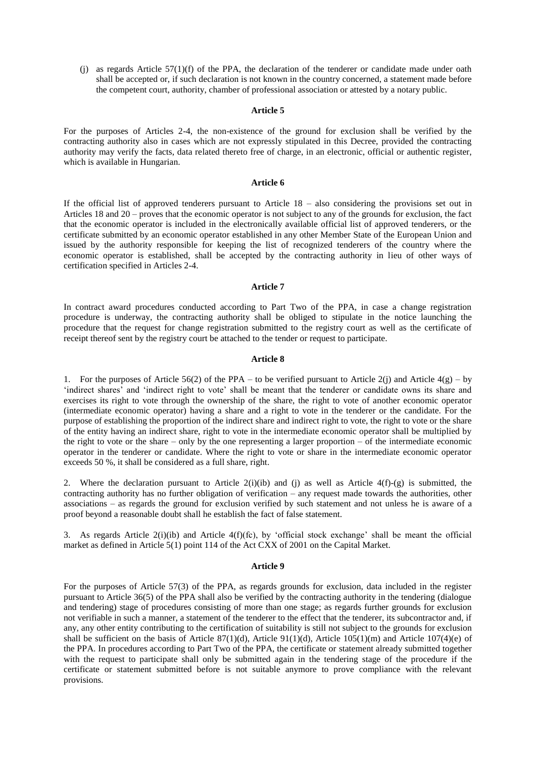(j) as regards Article 57(1)(f) of the PPA, the declaration of the tenderer or candidate made under oath shall be accepted or, if such declaration is not known in the country concerned, a statement made before the competent court, authority, chamber of professional association or attested by a notary public.

**Article 5**

For the purposes of Articles 2-4, the non-existence of the ground for exclusion shall be verified by the contracting authority also in cases which are not expressly stipulated in this Decree, provided the contracting authority may verify the facts, data related thereto free of charge, in an electronic, official or authentic register, which is available in Hungarian.

**Article 6**

If the official list of approved tenderers pursuant to Article 18 – also considering the provisions set out in Articles 18 and 20 – proves that the economic operator is not subject to any of the grounds for exclusion, the fact that the economic operator is included in the electronically available official list of approved tenderers, or the certificate submitted by an economic operator established in any other Member State of the European Union and issued by the authority responsible for keeping the list of recognized tenderers of the country where the economic operator is established, shall be accepted by the contracting authority in lieu of other ways of certification specified in Articles 2-4.

**Article 7**

In contract award procedures conducted according to Part Two of the PPA, in case a change registration procedure is underway, the contracting authority shall be obliged to stipulate in the notice launching the procedure that the request for change registration submitted to the registry court as well as the certificate of receipt thereof sent by the registry court be attached to the tender or request to participate.

**Article 8**

1. For the purposes of Article 56(2) of the PPA – to be verified pursuant to Article 2(j) and Article 4(g) – by 'indirect shares' and 'indirect right to vote' shall be meant that the tenderer or candidate owns its share and exercises its right to vote through the ownership of the share, the right to vote of another economic operator (intermediate economic operator) having a share and a right to vote in the tenderer or the candidate. For the purpose of establishing the proportion of the indirect share and indirect right to vote, the right to vote or the share of the entity having an indirect share, right to vote in the intermediate economic operator shall be multiplied by the right to vote or the share – only by the one representing a larger proportion – of the intermediate economic operator in the tenderer or candidate. Where the right to vote or share in the intermediate economic operator exceeds 50 %, it shall be considered as a full share, right.

2. Where the declaration pursuant to Article 2(i)(ib) and (j) as well as Article 4(f)-(g) is submitted, the contracting authority has no further obligation of verification – any request made towards the authorities, other associations – as regards the ground for exclusion verified by such statement and not unless he is aware of a proof beyond a reasonable doubt shall he establish the fact of false statement.

3. As regards Article 2(i)(ib) and Article 4(f)(fc), by 'official stock exchange' shall be meant the official market as defined in Article 5(1) point 114 of the Act CXX of 2001 on the Capital Market.

**Article 9**

For the purposes of Article 57(3) of the PPA, as regards grounds for exclusion, data included in the register pursuant to Article 36(5) of the PPA shall also be verified by the contracting authority in the tendering (dialogue and tendering) stage of procedures consisting of more than one stage; as regards further grounds for exclusion not verifiable in such a manner, a statement of the tenderer to the effect that the tenderer, its subcontractor and, if any, any other entity contributing to the certification of suitability is still not subject to the grounds for exclusion shall be sufficient on the basis of Article 87(1)(d), Article 91(1)(d), Article 105(1)(m) and Article 107(4)(e) of the PPA. In procedures according to Part Two of the PPA, the certificate or statement already submitted together with the request to participate shall only be submitted again in the tendering stage of the procedure if the certificate or statement submitted before is not suitable anymore to prove compliance with the relevant provisions.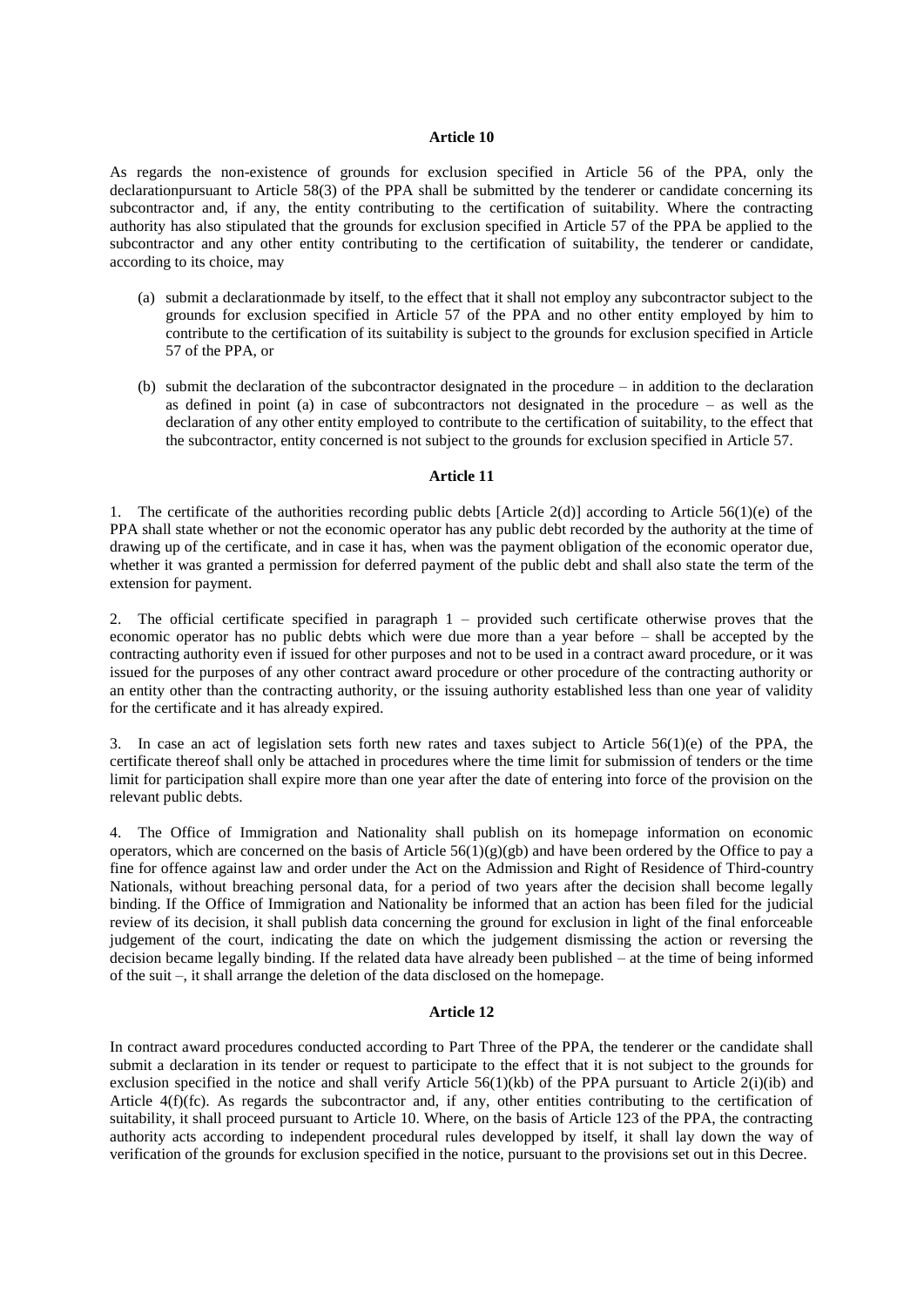**Article 10**

As regards the non-existence of grounds for exclusion specified in Article 56 of the PPA, only the declarationpursuant to Article 58(3) of the PPA shall be submitted by the tenderer or candidate concerning its subcontractor and, if any, the entity contributing to the certification of suitability. Where the contracting authority has also stipulated that the grounds for exclusion specified in Article 57 of the PPA be applied to the subcontractor and any other entity contributing to the certification of suitability, the tenderer or candidate, according to its choice, may

(a) submit a declarationmade by itself, to the effect that it shall not employ any subcontractor subject to the grounds for exclusion specified in Article 57 of the PPA and no other entity employed by him to contribute to the certification of its suitability is subject to the grounds for exclusion specified in Article 57 of the PPA, or

(b) submit the declaration of the subcontractor designated in the procedure – in addition to the declaration as defined in point (a) in case of subcontractors not designated in the procedure – as well as the declaration of any other entity employed to contribute to the certification of suitability, to the effect that the subcontractor, entity concerned is not subject to the grounds for exclusion specified in Article 57.

**Article 11**

1. The certificate of the authorities recording public debts [Article 2(d)] according to Article 56(1)(e) of the PPA shall state whether or not the economic operator has any public debt recorded by the authority at the time of drawing up of the certificate, and in case it has, when was the payment obligation of the economic operator due, whether it was granted a permission for deferred payment of the public debt and shall also state the term of the extension for payment.

2. The official certificate specified in paragraph 1 – provided such certificate otherwise proves that the economic operator has no public debts which were due more than a year before – shall be accepted by the contracting authority even if issued for other purposes and not to be used in a contract award procedure, or it was issued for the purposes of any other contract award procedure or other procedure of the contracting authority or an entity other than the contracting authority, or the issuing authority established less than one year of validity for the certificate and it has already expired.

3. In case an act of legislation sets forth new rates and taxes subject to Article 56(1)(e) of the PPA, the certificate thereof shall only be attached in procedures where the time limit for submission of tenders or the time limit for participation shall expire more than one year after the date of entering into force of the provision on the relevant public debts.

4. The Office of Immigration and Nationality shall publish on its homepage information on economic operators, which are concerned on the basis of Article 56(1)(g)(gb) and have been ordered by the Office to pay a fine for offence against law and order under the Act on the Admission and Right of Residence of Third-country Nationals, without breaching personal data, for a period of two years after the decision shall become legally binding. If the Office of Immigration and Nationality be informed that an action has been filed for the judicial review of its decision, it shall publish data concerning the ground for exclusion in light of the final enforceable judgement of the court, indicating the date on which the judgement dismissing the action or reversing the decision became legally binding. If the related data have already been published – at the time of being informed of the suit –, it shall arrange the deletion of the data disclosed on the homepage.

**Article 12**

In contract award procedures conducted according to Part Three of the PPA, the tenderer or the candidate shall submit a declaration in its tender or request to participate to the effect that it is not subject to the grounds for exclusion specified in the notice and shall verify Article 56(1)(kb) of the PPA pursuant to Article 2(i)(ib) and Article 4(f)(fc). As regards the subcontractor and, if any, other entities contributing to the certification of suitability, it shall proceed pursuant to Article 10. Where, on the basis of Article 123 of the PPA, the contracting authority acts according to independent procedural rules developped by itself, it shall lay down the way of verification of the grounds for exclusion specified in the notice, pursuant to the provisions set out in this Decree.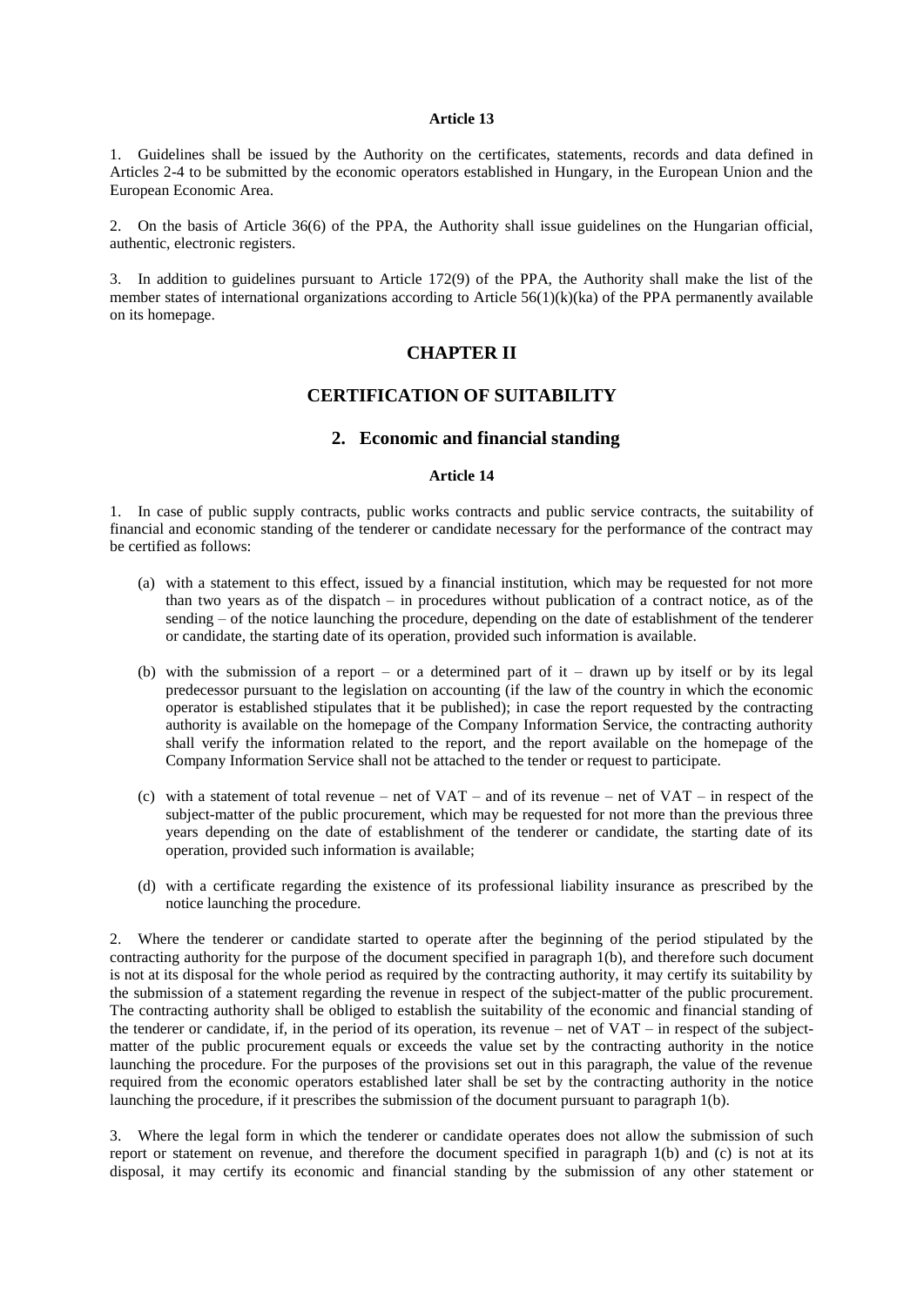**Article 13**

1. Guidelines shall be issued by the Authority on the certificates, statements, records and data defined in Articles 2-4 to be submitted by the economic operators established in Hungary, in the European Union and the European Economic Area.

2. On the basis of Article 36(6) of the PPA, the Authority shall issue guidelines on the Hungarian official, authentic, electronic registers.

3. In addition to guidelines pursuant to Article 172(9) of the PPA, the Authority shall make the list of the member states of international organizations according to Article 56(1)(k)(ka) of the PPA permanently available on its homepage.

## CHAPTER II

## CERTIFICATION OF SUITABILITY

### 2. Economic and financial standing

**Article 14**

1. In case of public supply contracts, public works contracts and public service contracts, the suitability of financial and economic standing of the tenderer or candidate necessary for the performance of the contract may be certified as follows:

   (a) with a statement to this effect, issued by a financial institution, which may be requested for not more than two years as of the dispatch – in procedures without publication of a contract notice, as of the sending – of the notice launching the procedure, depending on the date of establishment of the tenderer or candidate, the starting date of its operation, provided such information is available.

   (b) with the submission of a report – or a determined part of it – drawn up by itself or by its legal predecessor pursuant to the legislation on accounting (if the law of the country in which the economic operator is established stipulates that it be published); in case the report requested by the contracting authority is available on the homepage of the Company Information Service, the contracting authority shall verify the information related to the report, and the report available on the homepage of the Company Information Service shall not be attached to the tender or request to participate.

   (c) with a statement of total revenue – net of VAT – and of its revenue – net of VAT – in respect of the subject-matter of the public procurement, which may be requested for not more than the previous three years depending on the date of establishment of the tenderer or candidate, the starting date of its operation, provided such information is available;

   (d) with a certificate regarding the existence of its professional liability insurance as prescribed by the notice launching the procedure.

2. Where the tenderer or candidate started to operate after the beginning of the period stipulated by the contracting authority for the purpose of the document specified in paragraph 1(b), and therefore such document is not at its disposal for the whole period as required by the contracting authority, it may certify its suitability by the submission of a statement regarding the revenue in respect of the subject-matter of the public procurement. The contracting authority shall be obliged to establish the suitability of the economic and financial standing of the tenderer or candidate, if, in the period of its operation, its revenue – net of VAT – in respect of the subject-matter of the public procurement equals or exceeds the value set by the contracting authority in the notice launching the procedure. For the purposes of the provisions set out in this paragraph, the value of the revenue required from the economic operators established later shall be set by the contracting authority in the notice launching the procedure, if it prescribes the submission of the document pursuant to paragraph 1(b).

3. Where the legal form in which the tenderer or candidate operates does not allow the submission of such report or statement on revenue, and therefore the document specified in paragraph 1(b) and (c) is not at its disposal, it may certify its economic and financial standing by the submission of any other statement or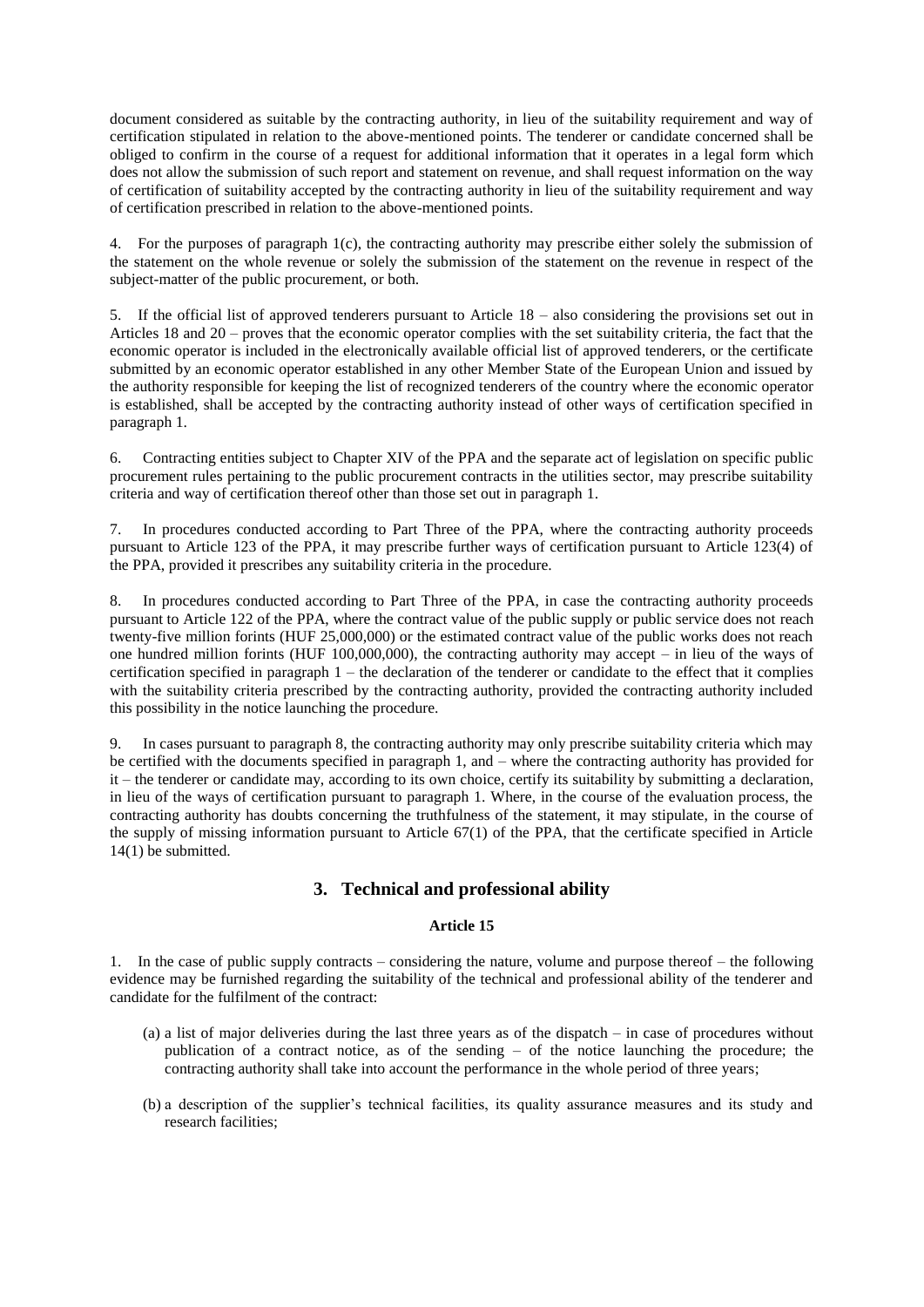document considered as suitable by the contracting authority, in lieu of the suitability requirement and way of certification stipulated in relation to the above-mentioned points. The tenderer or candidate concerned shall be obliged to confirm in the course of a request for additional information that it operates in a legal form which does not allow the submission of such report and statement on revenue, and shall request information on the way of certification of suitability accepted by the contracting authority in lieu of the suitability requirement and way of certification prescribed in relation to the above-mentioned points.

4. For the purposes of paragraph 1(c), the contracting authority may prescribe either solely the submission of the statement on the whole revenue or solely the submission of the statement on the revenue in respect of the subject-matter of the public procurement, or both.

5. If the official list of approved tenderers pursuant to Article 18 – also considering the provisions set out in Articles 18 and 20 – proves that the economic operator complies with the set suitability criteria, the fact that the economic operator is included in the electronically available official list of approved tenderers, or the certificate submitted by an economic operator established in any other Member State of the European Union and issued by the authority responsible for keeping the list of recognized tenderers of the country where the economic operator is established, shall be accepted by the contracting authority instead of other ways of certification specified in paragraph 1.

6. Contracting entities subject to Chapter XIV of the PPA and the separate act of legislation on specific public procurement rules pertaining to the public procurement contracts in the utilities sector, may prescribe suitability criteria and way of certification thereof other than those set out in paragraph 1.

7. In procedures conducted according to Part Three of the PPA, where the contracting authority proceeds pursuant to Article 123 of the PPA, it may prescribe further ways of certification pursuant to Article 123(4) of the PPA, provided it prescribes any suitability criteria in the procedure.

8. In procedures conducted according to Part Three of the PPA, in case the contracting authority proceeds pursuant to Article 122 of the PPA, where the contract value of the public supply or public service does not reach twenty-five million forints (HUF 25,000,000) or the estimated contract value of the public works does not reach one hundred million forints (HUF 100,000,000), the contracting authority may accept – in lieu of the ways of certification specified in paragraph 1 – the declaration of the tenderer or candidate to the effect that it complies with the suitability criteria prescribed by the contracting authority, provided the contracting authority included this possibility in the notice launching the procedure.

9. In cases pursuant to paragraph 8, the contracting authority may only prescribe suitability criteria which may be certified with the documents specified in paragraph 1, and – where the contracting authority has provided for it – the tenderer or candidate may, according to its own choice, certify its suitability by submitting a declaration, in lieu of the ways of certification pursuant to paragraph 1. Where, in the course of the evaluation process, the contracting authority has doubts concerning the truthfulness of the statement, it may stipulate, in the course of the supply of missing information pursuant to Article 67(1) of the PPA, that the certificate specified in Article 14(1) be submitted.

## 3. Technical and professional ability

### Article 15

1. In the case of public supply contracts – considering the nature, volume and purpose thereof – the following evidence may be furnished regarding the suitability of the technical and professional ability of the tenderer and candidate for the fulfilment of the contract:

(a) a list of major deliveries during the last three years as of the dispatch – in case of procedures without publication of a contract notice, as of the sending – of the notice launching the procedure; the contracting authority shall take into account the performance in the whole period of three years;

(b) a description of the supplier's technical facilities, its quality assurance measures and its study and research facilities;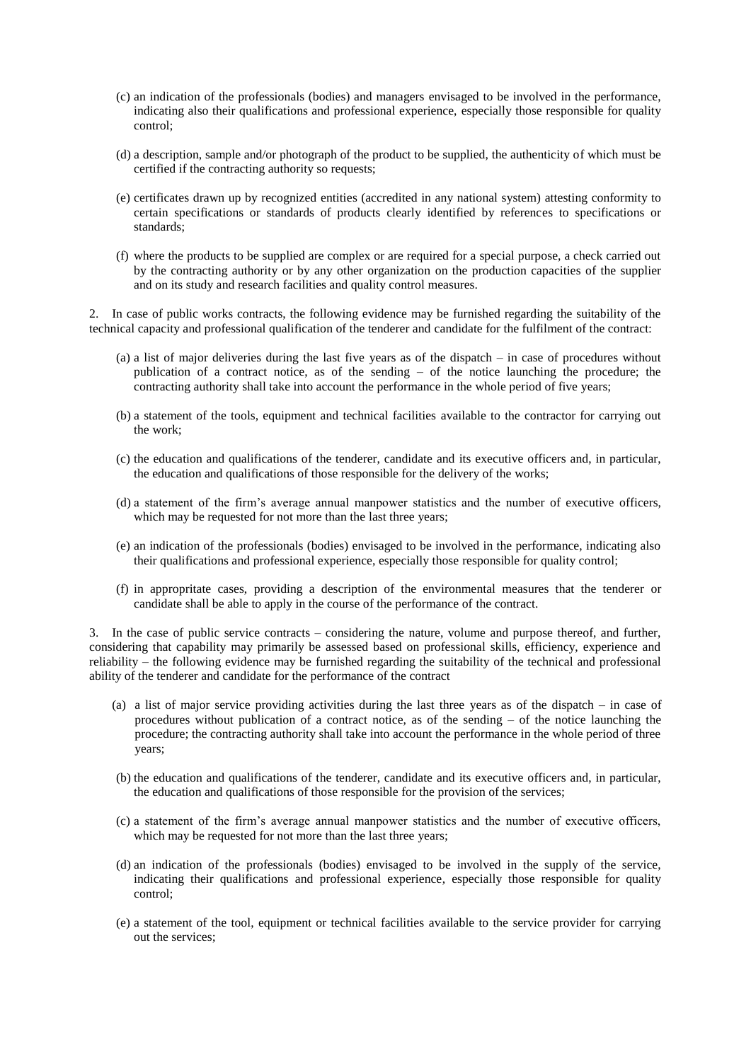(c) an indication of the professionals (bodies) and managers envisaged to be involved in the performance, indicating also their qualifications and professional experience, especially those responsible for quality control;

(d) a description, sample and/or photograph of the product to be supplied, the authenticity of which must be certified if the contracting authority so requests;

(e) certificates drawn up by recognized entities (accredited in any national system) attesting conformity to certain specifications or standards of products clearly identified by references to specifications or standards;

(f) where the products to be supplied are complex or are required for a special purpose, a check carried out by the contracting authority or by any other organization on the production capacities of the supplier and on its study and research facilities and quality control measures.

2. In case of public works contracts, the following evidence may be furnished regarding the suitability of the technical capacity and professional qualification of the tenderer and candidate for the fulfilment of the contract:

(a) a list of major deliveries during the last five years as of the dispatch – in case of procedures without publication of a contract notice, as of the sending – of the notice launching the procedure; the contracting authority shall take into account the performance in the whole period of five years;

(b) a statement of the tools, equipment and technical facilities available to the contractor for carrying out the work;

(c) the education and qualifications of the tenderer, candidate and its executive officers and, in particular, the education and qualifications of those responsible for the delivery of the works;

(d) a statement of the firm's average annual manpower statistics and the number of executive officers, which may be requested for not more than the last three years;

(e) an indication of the professionals (bodies) envisaged to be involved in the performance, indicating also their qualifications and professional experience, especially those responsible for quality control;

(f) in appropritate cases, providing a description of the environmental measures that the tenderer or candidate shall be able to apply in the course of the performance of the contract.

3. In the case of public service contracts – considering the nature, volume and purpose thereof, and further, considering that capability may primarily be assessed based on professional skills, efficiency, experience and reliability – the following evidence may be furnished regarding the suitability of the technical and professional ability of the tenderer and candidate for the performance of the contract

(a) a list of major service providing activities during the last three years as of the dispatch – in case of procedures without publication of a contract notice, as of the sending – of the notice launching the procedure; the contracting authority shall take into account the performance in the whole period of three years;

(b) the education and qualifications of the tenderer, candidate and its executive officers and, in particular, the education and qualifications of those responsible for the provision of the services;

(c) a statement of the firm's average annual manpower statistics and the number of executive officers, which may be requested for not more than the last three years;

(d) an indication of the professionals (bodies) envisaged to be involved in the supply of the service, indicating their qualifications and professional experience, especially those responsible for quality control;

(e) a statement of the tool, equipment or technical facilities available to the service provider for carrying out the services;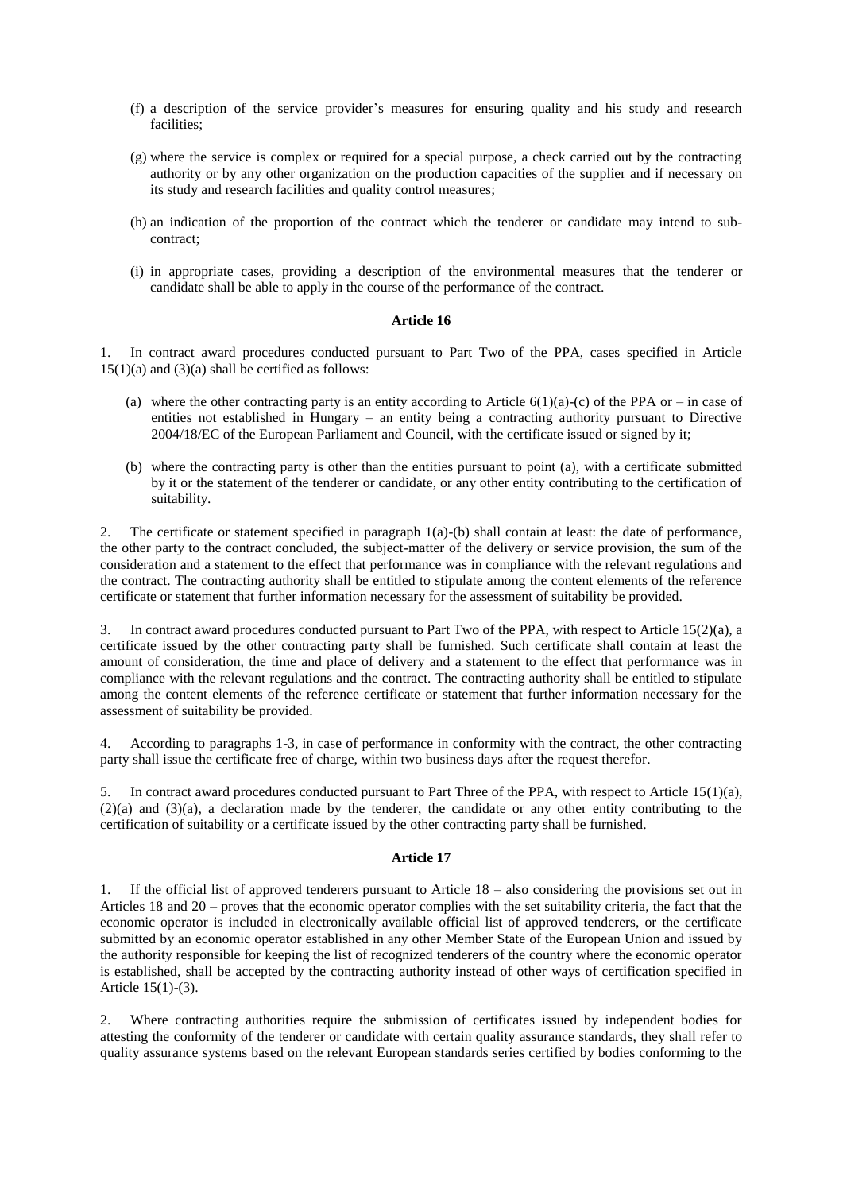(f) a description of the service provider's measures for ensuring quality and his study and research facilities;

(g) where the service is complex or required for a special purpose, a check carried out by the contracting authority or by any other organization on the production capacities of the supplier and if necessary on its study and research facilities and quality control measures;

(h) an indication of the proportion of the contract which the tenderer or candidate may intend to sub-contract;

(i) in appropriate cases, providing a description of the environmental measures that the tenderer or candidate shall be able to apply in the course of the performance of the contract.

**Article 16**

1. In contract award procedures conducted pursuant to Part Two of the PPA, cases specified in Article 15(1)(a) and (3)(a) shall be certified as follows:

(a) where the other contracting party is an entity according to Article 6(1)(a)-(c) of the PPA or – in case of entities not established in Hungary – an entity being a contracting authority pursuant to Directive 2004/18/EC of the European Parliament and Council, with the certificate issued or signed by it;

(b) where the contracting party is other than the entities pursuant to point (a), with a certificate submitted by it or the statement of the tenderer or candidate, or any other entity contributing to the certification of suitability.

2. The certificate or statement specified in paragraph 1(a)-(b) shall contain at least: the date of performance, the other party to the contract concluded, the subject-matter of the delivery or service provision, the sum of the consideration and a statement to the effect that performance was in compliance with the relevant regulations and the contract. The contracting authority shall be entitled to stipulate among the content elements of the reference certificate or statement that further information necessary for the assessment of suitability be provided.

3. In contract award procedures conducted pursuant to Part Two of the PPA, with respect to Article 15(2)(a), a certificate issued by the other contracting party shall be furnished. Such certificate shall contain at least the amount of consideration, the time and place of delivery and a statement to the effect that performance was in compliance with the relevant regulations and the contract. The contracting authority shall be entitled to stipulate among the content elements of the reference certificate or statement that further information necessary for the assessment of suitability be provided.

4. According to paragraphs 1-3, in case of performance in conformity with the contract, the other contracting party shall issue the certificate free of charge, within two business days after the request therefor.

5. In contract award procedures conducted pursuant to Part Three of the PPA, with respect to Article 15(1)(a), (2)(a) and (3)(a), a declaration made by the tenderer, the candidate or any other entity contributing to the certification of suitability or a certificate issued by the other contracting party shall be furnished.

**Article 17**

1. If the official list of approved tenderers pursuant to Article 18 – also considering the provisions set out in Articles 18 and 20 – proves that the economic operator complies with the set suitability criteria, the fact that the economic operator is included in electronically available official list of approved tenderers, or the certificate submitted by an economic operator established in any other Member State of the European Union and issued by the authority responsible for keeping the list of recognized tenderers of the country where the economic operator is established, shall be accepted by the contracting authority instead of other ways of certification specified in Article 15(1)-(3).

2. Where contracting authorities require the submission of certificates issued by independent bodies for attesting the conformity of the tenderer or candidate with certain quality assurance standards, they shall refer to quality assurance systems based on the relevant European standards series certified by bodies conforming to the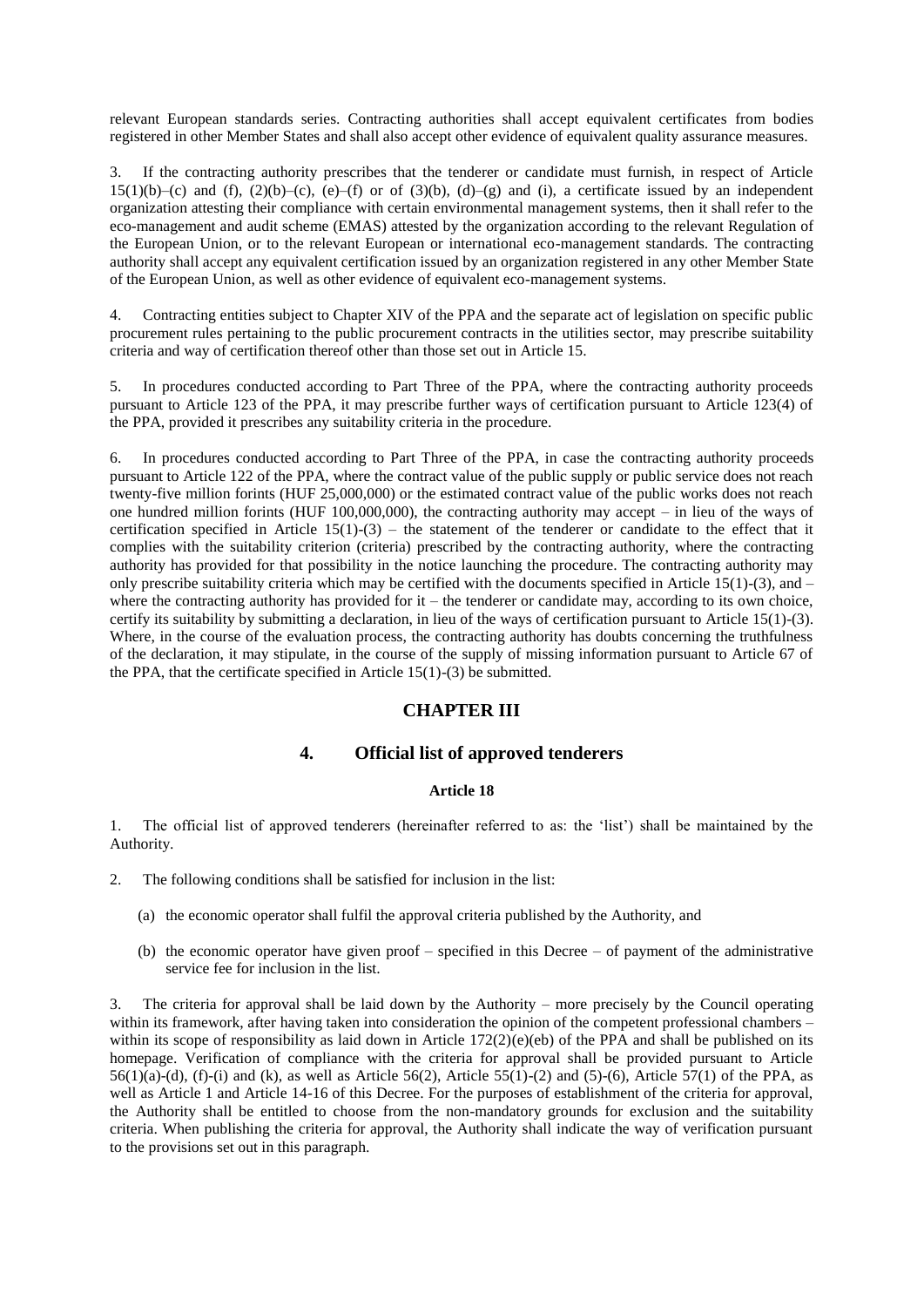relevant European standards series. Contracting authorities shall accept equivalent certificates from bodies registered in other Member States and shall also accept other evidence of equivalent quality assurance measures.

3. If the contracting authority prescribes that the tenderer or candidate must furnish, in respect of Article 15(1)(b)–(c) and (f), (2)(b)–(c), (e)–(f) or of (3)(b), (d)–(g) and (i), a certificate issued by an independent organization attesting their compliance with certain environmental management systems, then it shall refer to the eco-management and audit scheme (EMAS) attested by the organization according to the relevant Regulation of the European Union, or to the relevant European or international eco-management standards. The contracting authority shall accept any equivalent certification issued by an organization registered in any other Member State of the European Union, as well as other evidence of equivalent eco-management systems.

4. Contracting entities subject to Chapter XIV of the PPA and the separate act of legislation on specific public procurement rules pertaining to the public procurement contracts in the utilities sector, may prescribe suitability criteria and way of certification thereof other than those set out in Article 15.

5. In procedures conducted according to Part Three of the PPA, where the contracting authority proceeds pursuant to Article 123 of the PPA, it may prescribe further ways of certification pursuant to Article 123(4) of the PPA, provided it prescribes any suitability criteria in the procedure.

6. In procedures conducted according to Part Three of the PPA, in case the contracting authority proceeds pursuant to Article 122 of the PPA, where the contract value of the public supply or public service does not reach twenty-five million forints (HUF 25,000,000) or the estimated contract value of the public works does not reach one hundred million forints (HUF 100,000,000), the contracting authority may accept – in lieu of the ways of certification specified in Article 15(1)-(3) – the statement of the tenderer or candidate to the effect that it complies with the suitability criterion (criteria) prescribed by the contracting authority, where the contracting authority has provided for that possibility in the notice launching the procedure. The contracting authority may only prescribe suitability criteria which may be certified with the documents specified in Article 15(1)-(3), and – where the contracting authority has provided for it – the tenderer or candidate may, according to its own choice, certify its suitability by submitting a declaration, in lieu of the ways of certification pursuant to Article 15(1)-(3). Where, in the course of the evaluation process, the contracting authority has doubts concerning the truthfulness of the declaration, it may stipulate, in the course of the supply of missing information pursuant to Article 67 of the PPA, that the certificate specified in Article 15(1)-(3) be submitted.

## CHAPTER III

## 4. Official list of approved tenderers

#### Article 18

1. The official list of approved tenderers (hereinafter referred to as: the 'list') shall be maintained by the Authority.

2. The following conditions shall be satisfied for inclusion in the list:

   (a) the economic operator shall fulfil the approval criteria published by the Authority, and

   (b) the economic operator have given proof – specified in this Decree – of payment of the administrative service fee for inclusion in the list.

3. The criteria for approval shall be laid down by the Authority – more precisely by the Council operating within its framework, after having taken into consideration the opinion of the competent professional chambers – within its scope of responsibility as laid down in Article 172(2)(e)(eb) of the PPA and shall be published on its homepage. Verification of compliance with the criteria for approval shall be provided pursuant to Article 56(1)(a)-(d), (f)-(i) and (k), as well as Article 56(2), Article 55(1)-(2) and (5)-(6), Article 57(1) of the PPA, as well as Article 1 and Article 14-16 of this Decree. For the purposes of establishment of the criteria for approval, the Authority shall be entitled to choose from the non-mandatory grounds for exclusion and the suitability criteria. When publishing the criteria for approval, the Authority shall indicate the way of verification pursuant to the provisions set out in this paragraph.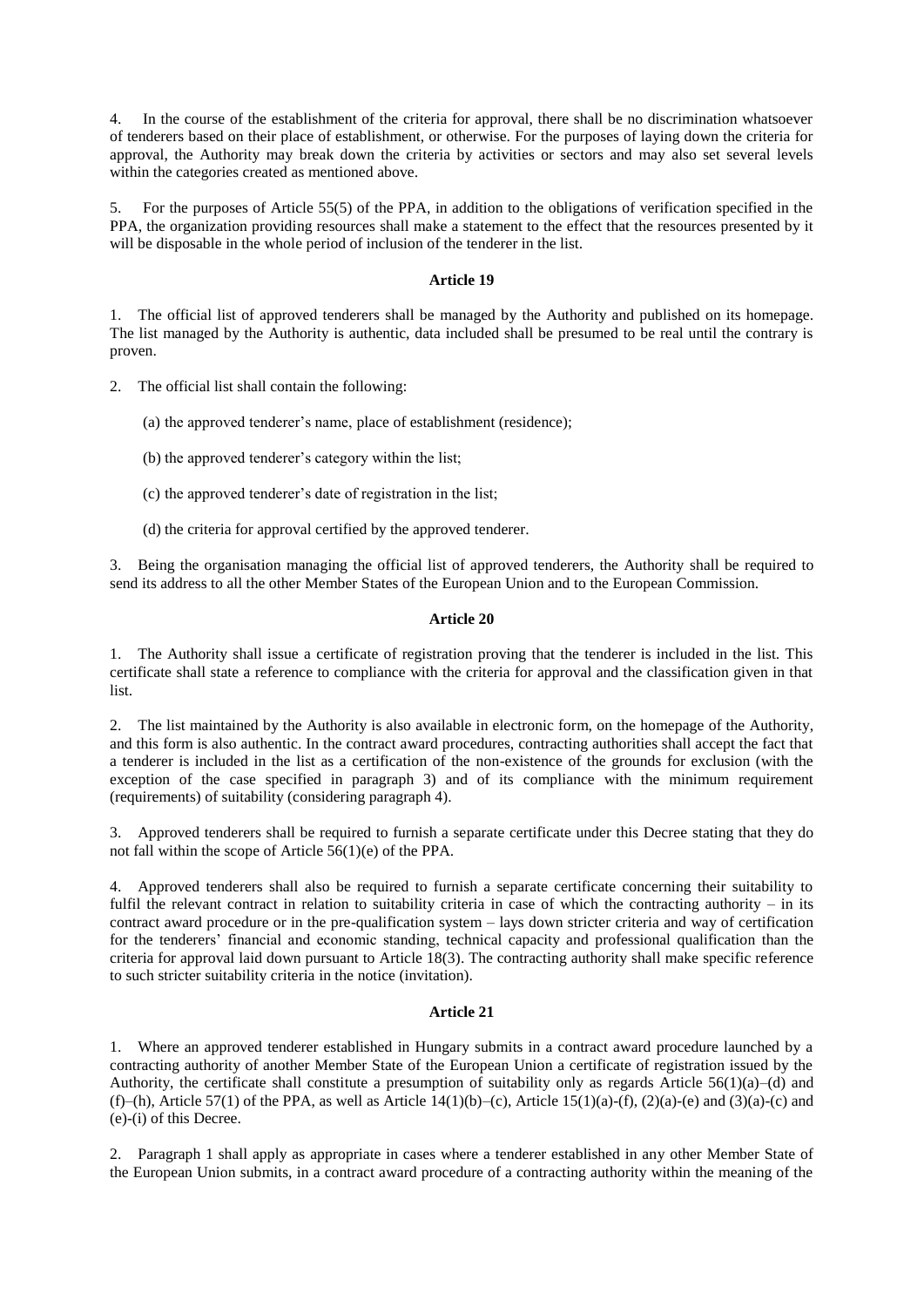4. In the course of the establishment of the criteria for approval, there shall be no discrimination whatsoever of tenderers based on their place of establishment, or otherwise. For the purposes of laying down the criteria for approval, the Authority may break down the criteria by activities or sectors and may also set several levels within the categories created as mentioned above.

5. For the purposes of Article 55(5) of the PPA, in addition to the obligations of verification specified in the PPA, the organization providing resources shall make a statement to the effect that the resources presented by it will be disposable in the whole period of inclusion of the tenderer in the list.

#### Article 19

1. The official list of approved tenderers shall be managed by the Authority and published on its homepage. The list managed by the Authority is authentic, data included shall be presumed to be real until the contrary is proven.

2. The official list shall contain the following:

   (a) the approved tenderer's name, place of establishment (residence);

   (b) the approved tenderer's category within the list;

   (c) the approved tenderer's date of registration in the list;

   (d) the criteria for approval certified by the approved tenderer.

3. Being the organisation managing the official list of approved tenderers, the Authority shall be required to send its address to all the other Member States of the European Union and to the European Commission.

#### Article 20

1. The Authority shall issue a certificate of registration proving that the tenderer is included in the list. This certificate shall state a reference to compliance with the criteria for approval and the classification given in that list.

2. The list maintained by the Authority is also available in electronic form, on the homepage of the Authority, and this form is also authentic. In the contract award procedures, contracting authorities shall accept the fact that a tenderer is included in the list as a certification of the non-existence of the grounds for exclusion (with the exception of the case specified in paragraph 3) and of its compliance with the minimum requirement (requirements) of suitability (considering paragraph 4).

3. Approved tenderers shall be required to furnish a separate certificate under this Decree stating that they do not fall within the scope of Article 56(1)(e) of the PPA.

4. Approved tenderers shall also be required to furnish a separate certificate concerning their suitability to fulfil the relevant contract in relation to suitability criteria in case of which the contracting authority – in its contract award procedure or in the pre-qualification system – lays down stricter criteria and way of certification for the tenderers' financial and economic standing, technical capacity and professional qualification than the criteria for approval laid down pursuant to Article 18(3). The contracting authority shall make specific reference to such stricter suitability criteria in the notice (invitation).

#### Article 21

1. Where an approved tenderer established in Hungary submits in a contract award procedure launched by a contracting authority of another Member State of the European Union a certificate of registration issued by the Authority, the certificate shall constitute a presumption of suitability only as regards Article 56(1)(a)–(d) and (f)–(h), Article 57(1) of the PPA, as well as Article 14(1)(b)–(c), Article 15(1)(a)-(f), (2)(a)-(e) and (3)(a)-(c) and (e)-(i) of this Decree.

2. Paragraph 1 shall apply as appropriate in cases where a tenderer established in any other Member State of the European Union submits, in a contract award procedure of a contracting authority within the meaning of the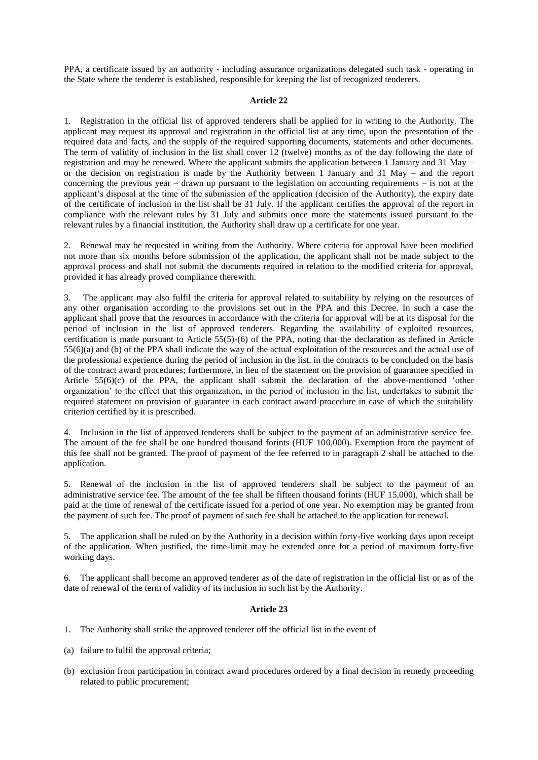PPA, a certificate issued by an authority - including assurance organizations delegated such task - operating in the State where the tenderer is established, responsible for keeping the list of recognized tenderers.

**Article 22**

1. Registration in the official list of approved tenderers shall be applied for in writing to the Authority. The applicant may request its approval and registration in the official list at any time, upon the presentation of the required data and facts, and the supply of the required supporting documents, statements and other documents. The term of validity of inclusion in the list shall cover 12 (twelve) months as of the day following the date of registration and may be renewed. Where the applicant submits the application between 1 January and 31 May – or the decision on registration is made by the Authority between 1 January and 31 May – and the report concerning the previous year – drawn up pursuant to the legislation on accounting requirements – is not at the applicant's disposal at the time of the submission of the application (decision of the Authority), the expiry date of the certificate of inclusion in the list shall be 31 July. If the applicant certifies the approval of the report in compliance with the relevant rules by 31 July and submits once more the statements issued pursuant to the relevant rules by a financial institution, the Authority shall draw up a certificate for one year.

2. Renewal may be requested in writing from the Authority. Where criteria for approval have been modified not more than six months before submission of the application, the applicant shall not be made subject to the approval process and shall not submit the documents required in relation to the modified criteria for approval, provided it has already proved compliance therewith.

3. The applicant may also fulfil the criteria for approval related to suitability by relying on the resources of any other organisation according to the provisions set out in the PPA and this Decree. In such a case the applicant shall prove that the resources in accordance with the criteria for approval will be at its disposal for the period of inclusion in the list of approved tenderers. Regarding the availability of exploited resources, certification is made pursuant to Article 55(5)-(6) of the PPA, noting that the declaration as defined in Article 55(6)(a) and (b) of the PPA shall indicate the way of the actual exploitation of the resources and the actual use of the professional experience during the period of inclusion in the list, in the contracts to be concluded on the basis of the contract award procedures; furthermore, in lieu of the statement on the provision of guarantee specified in Article 55(6)(c) of the PPA, the applicant shall submit the declaration of the above-mentioned 'other organization' to the effect that this organization, in the period of inclusion in the list, undertakes to submit the required statement on provision of guarantee in each contract award procedure in case of which the suitability criterion certified by it is prescribed.

4. Inclusion in the list of approved tenderers shall be subject to the payment of an administrative service fee. The amount of the fee shall be one hundred thousand forints (HUF 100,000). Exemption from the payment of this fee shall not be granted. The proof of payment of the fee referred to in paragraph 2 shall be attached to the application.

5. Renewal of the inclusion in the list of approved tenderers shall be subject to the payment of an administrative service fee. The amount of the fee shall be fifteen thousand forints (HUF 15,000), which shall be paid at the time of renewal of the certificate issued for a period of one year. No exemption may be granted from the payment of such fee. The proof of payment of such fee shall be attached to the application for renewal.

5. The application shall be ruled on by the Authority in a decision within forty-five working days upon receipt of the application. When justified, the time-limit may be extended once for a period of maximum forty-five working days.

6. The applicant shall become an approved tenderer as of the date of registration in the official list or as of the date of renewal of the term of validity of its inclusion in such list by the Authority.

**Article 23**

1. The Authority shall strike the approved tenderer off the official list in the event of

(a) failure to fulfil the approval criteria;

(b) exclusion from participation in contract award procedures ordered by a final decision in remedy proceeding related to public procurement;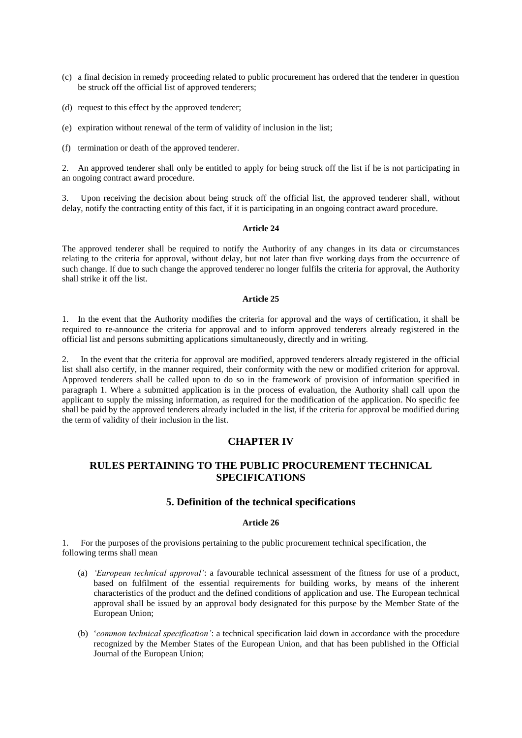(c) a final decision in remedy proceeding related to public procurement has ordered that the tenderer in question be struck off the official list of approved tenderers;

(d) request to this effect by the approved tenderer;

(e) expiration without renewal of the term of validity of inclusion in the list;

(f) termination or death of the approved tenderer.

2. An approved tenderer shall only be entitled to apply for being struck off the list if he is not participating in an ongoing contract award procedure.

3. Upon receiving the decision about being struck off the official list, the approved tenderer shall, without delay, notify the contracting entity of this fact, if it is participating in an ongoing contract award procedure.

**Article 24**

The approved tenderer shall be required to notify the Authority of any changes in its data or circumstances relating to the criteria for approval, without delay, but not later than five working days from the occurrence of such change. If due to such change the approved tenderer no longer fulfils the criteria for approval, the Authority shall strike it off the list.

**Article 25**

1. In the event that the Authority modifies the criteria for approval and the ways of certification, it shall be required to re-announce the criteria for approval and to inform approved tenderers already registered in the official list and persons submitting applications simultaneously, directly and in writing.

2. In the event that the criteria for approval are modified, approved tenderers already registered in the official list shall also certify, in the manner required, their conformity with the new or modified criterion for approval. Approved tenderers shall be called upon to do so in the framework of provision of information specified in paragraph 1. Where a submitted application is in the process of evaluation, the Authority shall call upon the applicant to supply the missing information, as required for the modification of the application. No specific fee shall be paid by the approved tenderers already included in the list, if the criteria for approval be modified during the term of validity of their inclusion in the list.

## CHAPTER IV

## RULES PERTAINING TO THE PUBLIC PROCUREMENT TECHNICAL SPECIFICATIONS

### 5. Definition of the technical specifications

**Article 26**

1. For the purposes of the provisions pertaining to the public procurement technical specification, the following terms shall mean

(a) *'European technical approval'*: a favourable technical assessment of the fitness for use of a product, based on fulfilment of the essential requirements for building works, by means of the inherent characteristics of the product and the defined conditions of application and use. The European technical approval shall be issued by an approval body designated for this purpose by the Member State of the European Union;

(b) '*common technical specification'*: a technical specification laid down in accordance with the procedure recognized by the Member States of the European Union, and that has been published in the Official Journal of the European Union;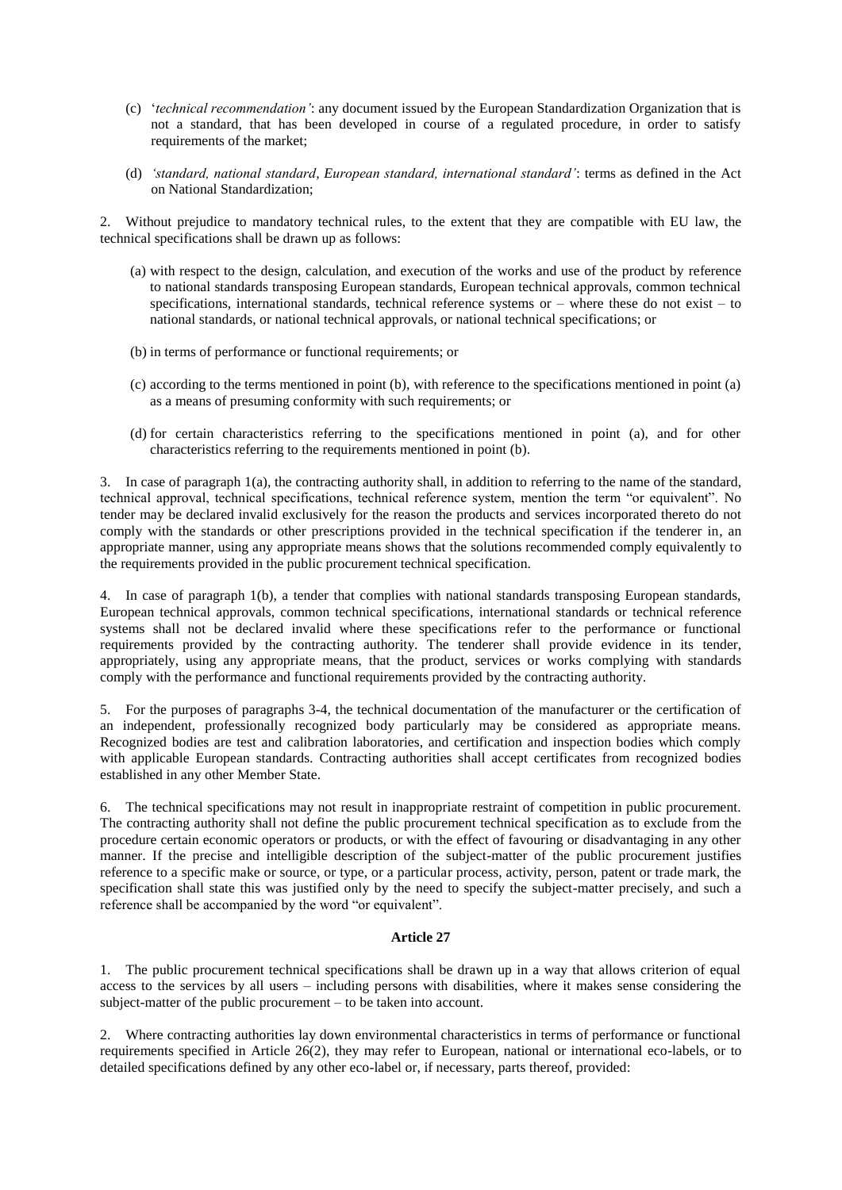(c) '*technical recommendation'*: any document issued by the European Standardization Organization that is not a standard, that has been developed in course of a regulated procedure, in order to satisfy requirements of the market;

(d) *'standard, national standard, European standard, international standard'*: terms as defined in the Act on National Standardization;

2. Without prejudice to mandatory technical rules, to the extent that they are compatible with EU law, the technical specifications shall be drawn up as follows:

(a) with respect to the design, calculation, and execution of the works and use of the product by reference to national standards transposing European standards, European technical approvals, common technical specifications, international standards, technical reference systems or – where these do not exist – to national standards, or national technical approvals, or national technical specifications; or

(b) in terms of performance or functional requirements; or

(c) according to the terms mentioned in point (b), with reference to the specifications mentioned in point (a) as a means of presuming conformity with such requirements; or

(d) for certain characteristics referring to the specifications mentioned in point (a), and for other characteristics referring to the requirements mentioned in point (b).

3. In case of paragraph 1(a), the contracting authority shall, in addition to referring to the name of the standard, technical approval, technical specifications, technical reference system, mention the term "or equivalent". No tender may be declared invalid exclusively for the reason the products and services incorporated thereto do not comply with the standards or other prescriptions provided in the technical specification if the tenderer in, an appropriate manner, using any appropriate means shows that the solutions recommended comply equivalently to the requirements provided in the public procurement technical specification.

4. In case of paragraph 1(b), a tender that complies with national standards transposing European standards, European technical approvals, common technical specifications, international standards or technical reference systems shall not be declared invalid where these specifications refer to the performance or functional requirements provided by the contracting authority. The tenderer shall provide evidence in its tender, appropriately, using any appropriate means, that the product, services or works complying with standards comply with the performance and functional requirements provided by the contracting authority.

5. For the purposes of paragraphs 3-4, the technical documentation of the manufacturer or the certification of an independent, professionally recognized body particularly may be considered as appropriate means. Recognized bodies are test and calibration laboratories, and certification and inspection bodies which comply with applicable European standards. Contracting authorities shall accept certificates from recognized bodies established in any other Member State.

6. The technical specifications may not result in inappropriate restraint of competition in public procurement. The contracting authority shall not define the public procurement technical specification as to exclude from the procedure certain economic operators or products, or with the effect of favouring or disadvantaging in any other manner. If the precise and intelligible description of the subject-matter of the public procurement justifies reference to a specific make or source, or type, or a particular process, activity, person, patent or trade mark, the specification shall state this was justified only by the need to specify the subject-matter precisely, and such a reference shall be accompanied by the word "or equivalent".

**Article 27**

1. The public procurement technical specifications shall be drawn up in a way that allows criterion of equal access to the services by all users – including persons with disabilities, where it makes sense considering the subject-matter of the public procurement – to be taken into account.

2. Where contracting authorities lay down environmental characteristics in terms of performance or functional requirements specified in Article 26(2), they may refer to European, national or international eco-labels, or to detailed specifications defined by any other eco-label or, if necessary, parts thereof, provided: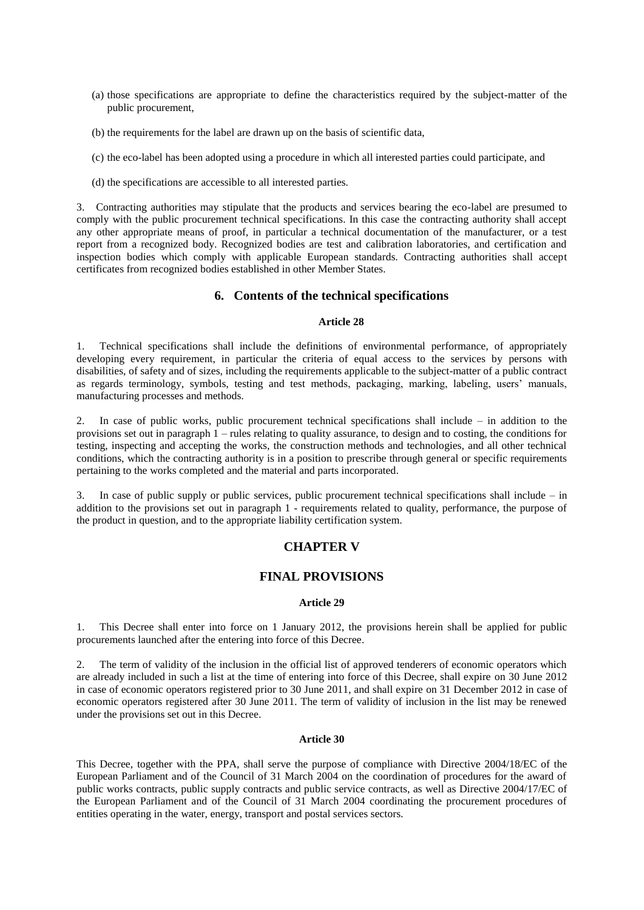(a) those specifications are appropriate to define the characteristics required by the subject-matter of the public procurement,

(b) the requirements for the label are drawn up on the basis of scientific data,

(c) the eco-label has been adopted using a procedure in which all interested parties could participate, and

(d) the specifications are accessible to all interested parties.

3. Contracting authorities may stipulate that the products and services bearing the eco-label are presumed to comply with the public procurement technical specifications. In this case the contracting authority shall accept any other appropriate means of proof, in particular a technical documentation of the manufacturer, or a test report from a recognized body. Recognized bodies are test and calibration laboratories, and certification and inspection bodies which comply with applicable European standards. Contracting authorities shall accept certificates from recognized bodies established in other Member States.

### 6. Contents of the technical specifications

**Article 28**

1. Technical specifications shall include the definitions of environmental performance, of appropriately developing every requirement, in particular the criteria of equal access to the services by persons with disabilities, of safety and of sizes, including the requirements applicable to the subject-matter of a public contract as regards terminology, symbols, testing and test methods, packaging, marking, labeling, users' manuals, manufacturing processes and methods.

2. In case of public works, public procurement technical specifications shall include – in addition to the provisions set out in paragraph 1 – rules relating to quality assurance, to design and to costing, the conditions for testing, inspecting and accepting the works, the construction methods and technologies, and all other technical conditions, which the contracting authority is in a position to prescribe through general or specific requirements pertaining to the works completed and the material and parts incorporated.

3. In case of public supply or public services, public procurement technical specifications shall include – in addition to the provisions set out in paragraph 1 - requirements related to quality, performance, the purpose of the product in question, and to the appropriate liability certification system.

## CHAPTER V

## FINAL PROVISIONS

**Article 29**

1. This Decree shall enter into force on 1 January 2012, the provisions herein shall be applied for public procurements launched after the entering into force of this Decree.

2. The term of validity of the inclusion in the official list of approved tenderers of economic operators which are already included in such a list at the time of entering into force of this Decree, shall expire on 30 June 2012 in case of economic operators registered prior to 30 June 2011, and shall expire on 31 December 2012 in case of economic operators registered after 30 June 2011. The term of validity of inclusion in the list may be renewed under the provisions set out in this Decree.

**Article 30**

This Decree, together with the PPA, shall serve the purpose of compliance with Directive 2004/18/EC of the European Parliament and of the Council of 31 March 2004 on the coordination of procedures for the award of public works contracts, public supply contracts and public service contracts, as well as Directive 2004/17/EC of the European Parliament and of the Council of 31 March 2004 coordinating the procurement procedures of entities operating in the water, energy, transport and postal services sectors.